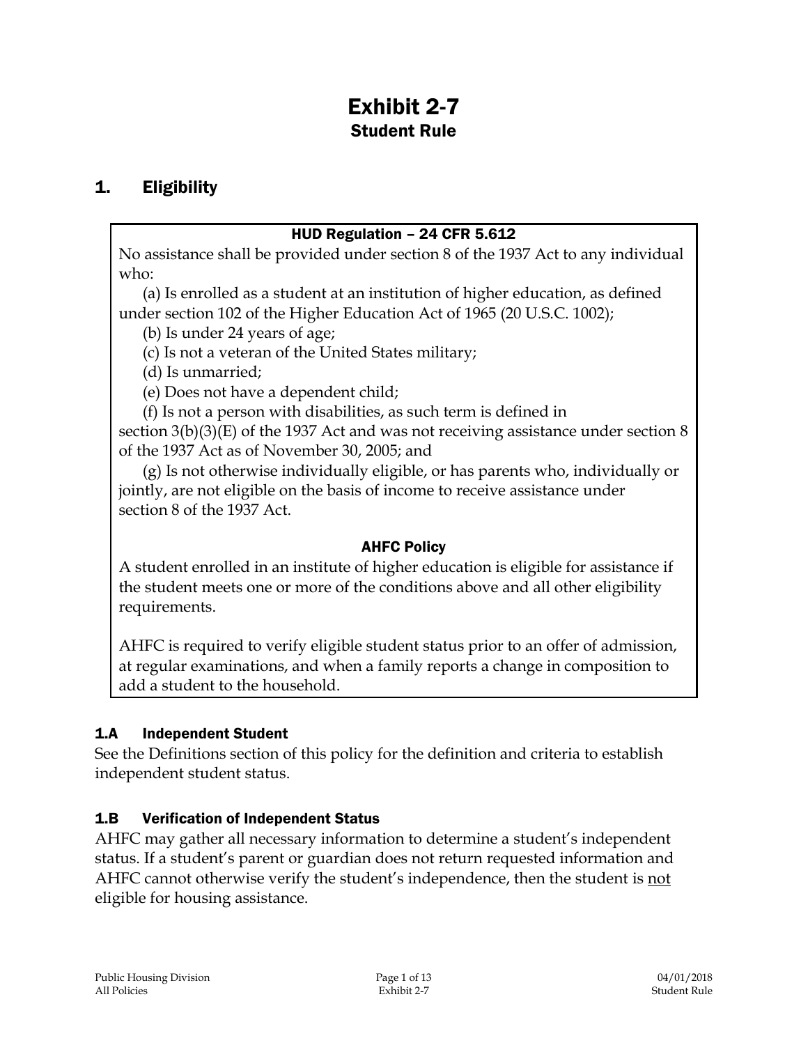# Exhibit 2-7
## Student Rule

## 1. Eligibility

**HUD Regulation – 24 CFR 5.612**

No assistance shall be provided under section 8 of the 1937 Act to any individual who:

(a) Is enrolled as a student at an institution of higher education, as defined under section 102 of the Higher Education Act of 1965 (20 U.S.C. 1002);

(b) Is under 24 years of age;

(c) Is not a veteran of the United States military;

(d) Is unmarried;

(e) Does not have a dependent child;

(f) Is not a person with disabilities, as such term is defined in section 3(b)(3)(E) of the 1937 Act and was not receiving assistance under section 8 of the 1937 Act as of November 30, 2005; and

(g) Is not otherwise individually eligible, or has parents who, individually or jointly, are not eligible on the basis of income to receive assistance under section 8 of the 1937 Act.

**AHFC Policy**

A student enrolled in an institute of higher education is eligible for assistance if the student meets one or more of the conditions above and all other eligibility requirements.

AHFC is required to verify eligible student status prior to an offer of admission, at regular examinations, and when a family reports a change in composition to add a student to the household.

### 1.A Independent Student

See the Definitions section of this policy for the definition and criteria to establish independent student status.

### 1.B Verification of Independent Status

AHFC may gather all necessary information to determine a student's independent status. If a student's parent or guardian does not return requested information and AHFC cannot otherwise verify the student's independence, then the student is <u>not</u> eligible for housing assistance.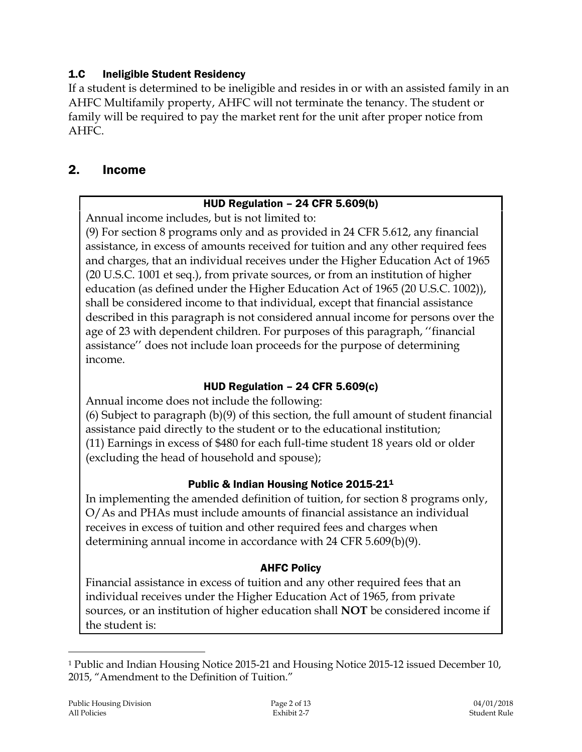### 1.C Ineligible Student Residency

If a student is determined to be ineligible and resides in or with an assisted family in an AHFC Multifamily property, AHFC will not terminate the tenancy. The student or family will be required to pay the market rent for the unit after proper notice from AHFC.

## 2. Income

#### HUD Regulation – 24 CFR 5.609(b)

Annual income includes, but is not limited to:

(9) For section 8 programs only and as provided in 24 CFR 5.612, any financial assistance, in excess of amounts received for tuition and any other required fees and charges, that an individual receives under the Higher Education Act of 1965 (20 U.S.C. 1001 et seq.), from private sources, or from an institution of higher education (as defined under the Higher Education Act of 1965 (20 U.S.C. 1002)), shall be considered income to that individual, except that financial assistance described in this paragraph is not considered annual income for persons over the age of 23 with dependent children. For purposes of this paragraph, ''financial assistance'' does not include loan proceeds for the purpose of determining income.

#### HUD Regulation – 24 CFR 5.609(c)

Annual income does not include the following:

(6) Subject to paragraph (b)(9) of this section, the full amount of student financial assistance paid directly to the student or to the educational institution;

(11) Earnings in excess of $480 for each full-time student 18 years old or older (excluding the head of household and spouse);

#### Public & Indian Housing Notice 2015-21[1]

In implementing the amended definition of tuition, for section 8 programs only, O/As and PHAs must include amounts of financial assistance an individual receives in excess of tuition and other required fees and charges when determining annual income in accordance with 24 CFR 5.609(b)(9).

#### AHFC Policy

Financial assistance in excess of tuition and any other required fees that an individual receives under the Higher Education Act of 1965, from private sources, or an institution of higher education shall **NOT** be considered income if the student is:

---

[1] Public and Indian Housing Notice 2015-21 and Housing Notice 2015-12 issued December 10, 2015, "Amendment to the Definition of Tuition."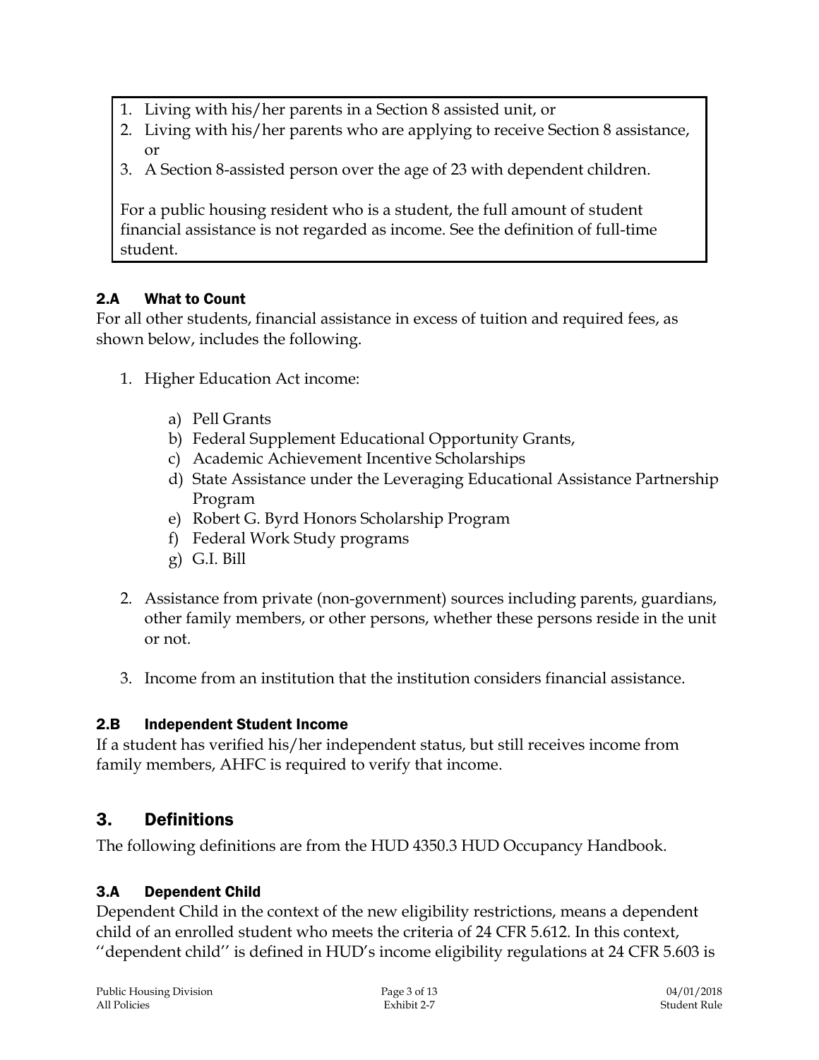1. Living with his/her parents in a Section 8 assisted unit, or
2. Living with his/her parents who are applying to receive Section 8 assistance, or
3. A Section 8-assisted person over the age of 23 with dependent children.

For a public housing resident who is a student, the full amount of student financial assistance is not regarded as income. See the definition of full-time student.

### 2.A What to Count

For all other students, financial assistance in excess of tuition and required fees, as shown below, includes the following.

1. Higher Education Act income:

    a) Pell Grants
    b) Federal Supplement Educational Opportunity Grants,
    c) Academic Achievement Incentive Scholarships
    d) State Assistance under the Leveraging Educational Assistance Partnership Program
    e) Robert G. Byrd Honors Scholarship Program
    f) Federal Work Study programs
    g) G.I. Bill

2. Assistance from private (non-government) sources including parents, guardians, other family members, or other persons, whether these persons reside in the unit or not.

3. Income from an institution that the institution considers financial assistance.

### 2.B Independent Student Income

If a student has verified his/her independent status, but still receives income from family members, AHFC is required to verify that income.

## 3. Definitions

The following definitions are from the HUD 4350.3 HUD Occupancy Handbook.

### 3.A Dependent Child

Dependent Child in the context of the new eligibility restrictions, means a dependent child of an enrolled student who meets the criteria of 24 CFR 5.612. In this context, ''dependent child'' is defined in HUD's income eligibility regulations at 24 CFR 5.603 is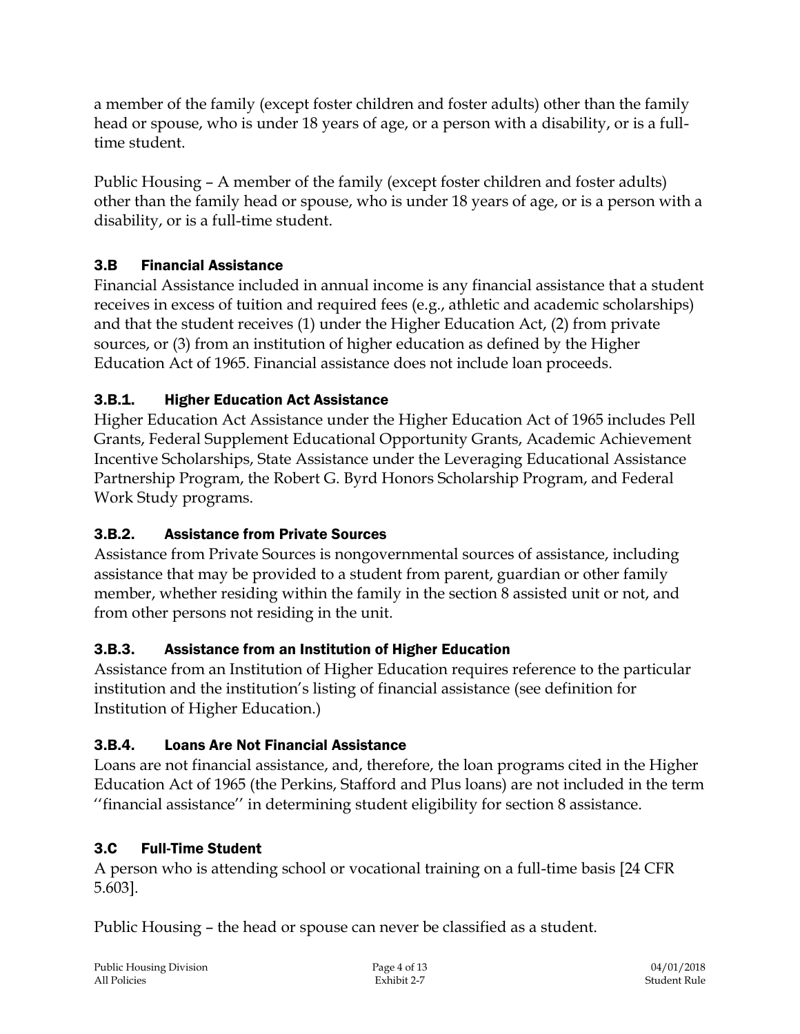a member of the family (except foster children and foster adults) other than the family head or spouse, who is under 18 years of age, or a person with a disability, or is a full-time student.

Public Housing – A member of the family (except foster children and foster adults) other than the family head or spouse, who is under 18 years of age, or is a person with a disability, or is a full-time student.

### 3.B Financial Assistance

Financial Assistance included in annual income is any financial assistance that a student receives in excess of tuition and required fees (e.g., athletic and academic scholarships) and that the student receives (1) under the Higher Education Act, (2) from private sources, or (3) from an institution of higher education as defined by the Higher Education Act of 1965. Financial assistance does not include loan proceeds.

#### 3.B.1. Higher Education Act Assistance

Higher Education Act Assistance under the Higher Education Act of 1965 includes Pell Grants, Federal Supplement Educational Opportunity Grants, Academic Achievement Incentive Scholarships, State Assistance under the Leveraging Educational Assistance Partnership Program, the Robert G. Byrd Honors Scholarship Program, and Federal Work Study programs.

#### 3.B.2. Assistance from Private Sources

Assistance from Private Sources is nongovernmental sources of assistance, including assistance that may be provided to a student from parent, guardian or other family member, whether residing within the family in the section 8 assisted unit or not, and from other persons not residing in the unit.

#### 3.B.3. Assistance from an Institution of Higher Education

Assistance from an Institution of Higher Education requires reference to the particular institution and the institution's listing of financial assistance (see definition for Institution of Higher Education.)

#### 3.B.4. Loans Are Not Financial Assistance

Loans are not financial assistance, and, therefore, the loan programs cited in the Higher Education Act of 1965 (the Perkins, Stafford and Plus loans) are not included in the term ''financial assistance'' in determining student eligibility for section 8 assistance.

### 3.C Full-Time Student

A person who is attending school or vocational training on a full-time basis [24 CFR 5.603].

Public Housing – the head or spouse can never be classified as a student.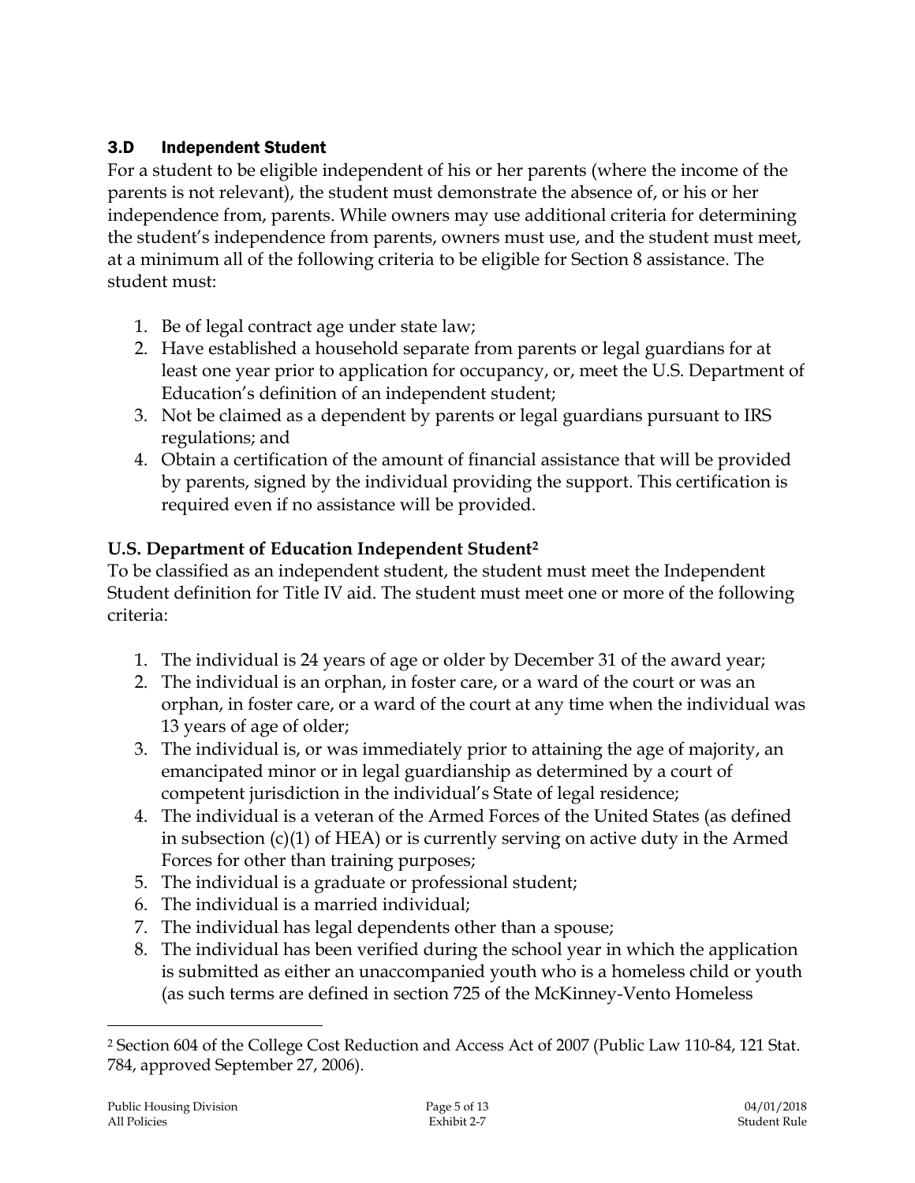### 3.D Independent Student

For a student to be eligible independent of his or her parents (where the income of the parents is not relevant), the student must demonstrate the absence of, or his or her independence from, parents. While owners may use additional criteria for determining the student's independence from parents, owners must use, and the student must meet, at a minimum all of the following criteria to be eligible for Section 8 assistance. The student must:

1. Be of legal contract age under state law;
2. Have established a household separate from parents or legal guardians for at least one year prior to application for occupancy, or, meet the U.S. Department of Education's definition of an independent student;
3. Not be claimed as a dependent by parents or legal guardians pursuant to IRS regulations; and
4. Obtain a certification of the amount of financial assistance that will be provided by parents, signed by the individual providing the support. This certification is required even if no assistance will be provided.

**U.S. Department of Education Independent Student[2]**

To be classified as an independent student, the student must meet the Independent Student definition for Title IV aid. The student must meet one or more of the following criteria:

1. The individual is 24 years of age or older by December 31 of the award year;
2. The individual is an orphan, in foster care, or a ward of the court or was an orphan, in foster care, or a ward of the court at any time when the individual was 13 years of age of older;
3. The individual is, or was immediately prior to attaining the age of majority, an emancipated minor or in legal guardianship as determined by a court of competent jurisdiction in the individual's State of legal residence;
4. The individual is a veteran of the Armed Forces of the United States (as defined in subsection (c)(1) of HEA) or is currently serving on active duty in the Armed Forces for other than training purposes;
5. The individual is a graduate or professional student;
6. The individual is a married individual;
7. The individual has legal dependents other than a spouse;
8. The individual has been verified during the school year in which the application is submitted as either an unaccompanied youth who is a homeless child or youth (as such terms are defined in section 725 of the McKinney-Vento Homeless

[2] Section 604 of the College Cost Reduction and Access Act of 2007 (Public Law 110-84, 121 Stat. 784, approved September 27, 2006).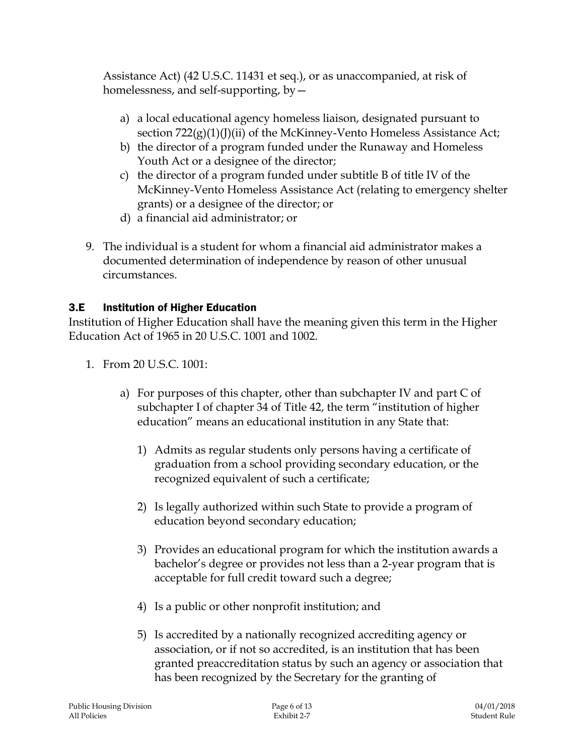Assistance Act) (42 U.S.C. 11431 et seq.), or as unaccompanied, at risk of homelessness, and self-supporting, by—

   a) a local educational agency homeless liaison, designated pursuant to section 722(g)(1)(J)(ii) of the McKinney-Vento Homeless Assistance Act;
   b) the director of a program funded under the Runaway and Homeless Youth Act or a designee of the director;
   c) the director of a program funded under subtitle B of title IV of the McKinney-Vento Homeless Assistance Act (relating to emergency shelter grants) or a designee of the director; or
   d) a financial aid administrator; or

9. The individual is a student for whom a financial aid administrator makes a documented determination of independence by reason of other unusual circumstances.

### 3.E Institution of Higher Education

Institution of Higher Education shall have the meaning given this term in the Higher Education Act of 1965 in 20 U.S.C. 1001 and 1002.

1. From 20 U.S.C. 1001:

   a) For purposes of this chapter, other than subchapter IV and part C of subchapter I of chapter 34 of Title 42, the term "institution of higher education" means an educational institution in any State that:

      1) Admits as regular students only persons having a certificate of graduation from a school providing secondary education, or the recognized equivalent of such a certificate;

      2) Is legally authorized within such State to provide a program of education beyond secondary education;

      3) Provides an educational program for which the institution awards a bachelor's degree or provides not less than a 2-year program that is acceptable for full credit toward such a degree;

      4) Is a public or other nonprofit institution; and

      5) Is accredited by a nationally recognized accrediting agency or association, or if not so accredited, is an institution that has been granted preaccreditation status by such an agency or association that has been recognized by the Secretary for the granting of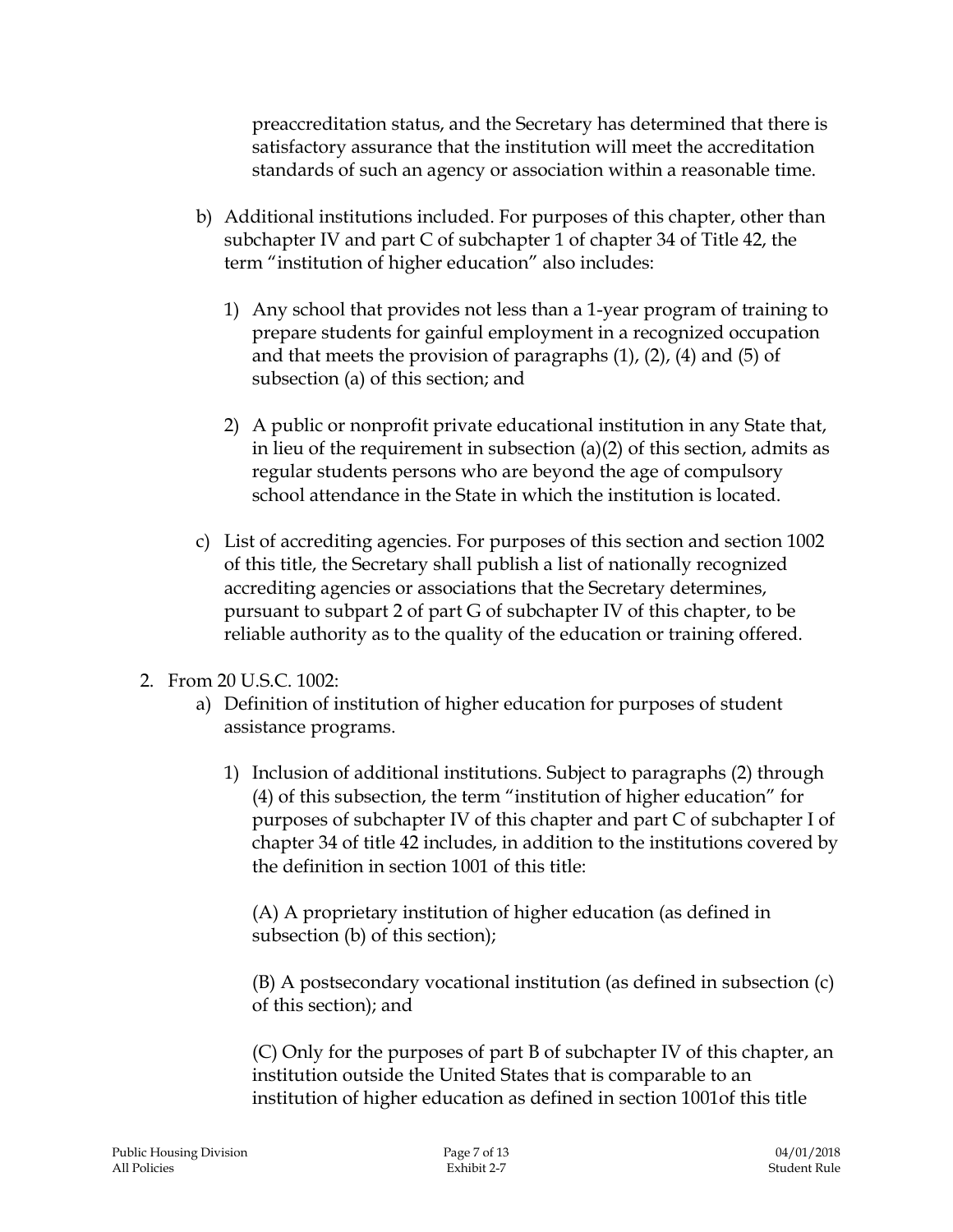preaccreditation status, and the Secretary has determined that there is satisfactory assurance that the institution will meet the accreditation standards of such an agency or association within a reasonable time.

b) Additional institutions included. For purposes of this chapter, other than subchapter IV and part C of subchapter 1 of chapter 34 of Title 42, the term “institution of higher education” also includes:

   1) Any school that provides not less than a 1-year program of training to prepare students for gainful employment in a recognized occupation and that meets the provision of paragraphs (1), (2), (4) and (5) of subsection (a) of this section; and

   2) A public or nonprofit private educational institution in any State that, in lieu of the requirement in subsection (a)(2) of this section, admits as regular students persons who are beyond the age of compulsory school attendance in the State in which the institution is located.

c) List of accrediting agencies. For purposes of this section and section 1002 of this title, the Secretary shall publish a list of nationally recognized accrediting agencies or associations that the Secretary determines, pursuant to subpart 2 of part G of subchapter IV of this chapter, to be reliable authority as to the quality of the education or training offered.

2. From 20 U.S.C. 1002:

   a) Definition of institution of higher education for purposes of student assistance programs.

      1) Inclusion of additional institutions. Subject to paragraphs (2) through (4) of this subsection, the term “institution of higher education” for purposes of subchapter IV of this chapter and part C of subchapter I of chapter 34 of title 42 includes, in addition to the institutions covered by the definition in section 1001 of this title:

         (A) A proprietary institution of higher education (as defined in subsection (b) of this section);

         (B) A postsecondary vocational institution (as defined in subsection (c) of this section); and

         (C) Only for the purposes of part B of subchapter IV of this chapter, an institution outside the United States that is comparable to an institution of higher education as defined in section 1001of this title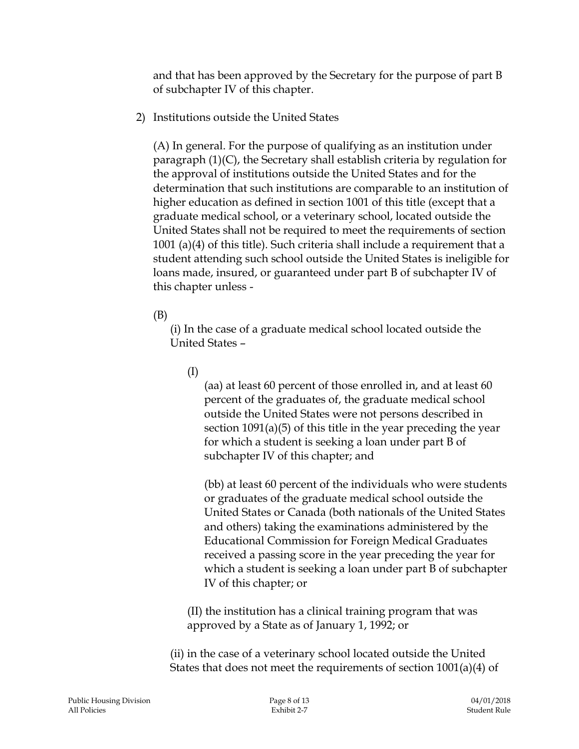and that has been approved by the Secretary for the purpose of part B of subchapter IV of this chapter.

2) Institutions outside the United States

(A) In general. For the purpose of qualifying as an institution under paragraph (1)(C), the Secretary shall establish criteria by regulation for the approval of institutions outside the United States and for the determination that such institutions are comparable to an institution of higher education as defined in section 1001 of this title (except that a graduate medical school, or a veterinary school, located outside the United States shall not be required to meet the requirements of section 1001 (a)(4) of this title). Such criteria shall include a requirement that a student attending such school outside the United States is ineligible for loans made, insured, or guaranteed under part B of subchapter IV of this chapter unless -

(B)

(i) In the case of a graduate medical school located outside the United States –

(I)

(aa) at least 60 percent of those enrolled in, and at least 60 percent of the graduates of, the graduate medical school outside the United States were not persons described in section 1091(a)(5) of this title in the year preceding the year for which a student is seeking a loan under part B of subchapter IV of this chapter; and

(bb) at least 60 percent of the individuals who were students or graduates of the graduate medical school outside the United States or Canada (both nationals of the United States and others) taking the examinations administered by the Educational Commission for Foreign Medical Graduates received a passing score in the year preceding the year for which a student is seeking a loan under part B of subchapter IV of this chapter; or

(II) the institution has a clinical training program that was approved by a State as of January 1, 1992; or

(ii) in the case of a veterinary school located outside the United States that does not meet the requirements of section 1001(a)(4) of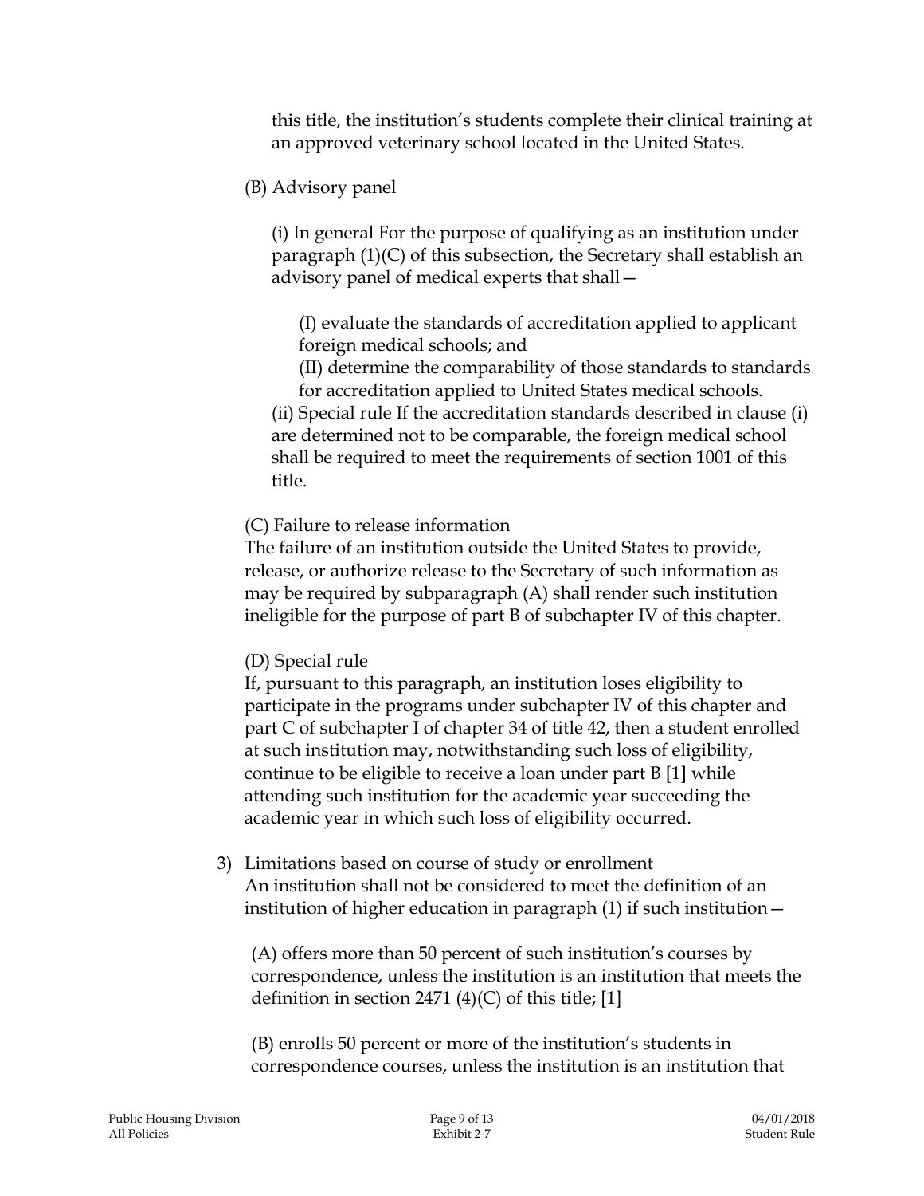this title, the institution’s students complete their clinical training at an approved veterinary school located in the United States.

(B) Advisory panel

(i) In general For the purpose of qualifying as an institution under paragraph (1)(C) of this subsection, the Secretary shall establish an advisory panel of medical experts that shall—

(I) evaluate the standards of accreditation applied to applicant foreign medical schools; and

(II) determine the comparability of those standards to standards for accreditation applied to United States medical schools.

(ii) Special rule If the accreditation standards described in clause (i) are determined not to be comparable, the foreign medical school shall be required to meet the requirements of section 1001 of this title.

(C) Failure to release information

The failure of an institution outside the United States to provide, release, or authorize release to the Secretary of such information as may be required by subparagraph (A) shall render such institution ineligible for the purpose of part B of subchapter IV of this chapter.

(D) Special rule

If, pursuant to this paragraph, an institution loses eligibility to participate in the programs under subchapter IV of this chapter and part C of subchapter I of chapter 34 of title 42, then a student enrolled at such institution may, notwithstanding such loss of eligibility, continue to be eligible to receive a loan under part B [1] while attending such institution for the academic year succeeding the academic year in which such loss of eligibility occurred.

3) Limitations based on course of study or enrollment

An institution shall not be considered to meet the definition of an institution of higher education in paragraph (1) if such institution—

(A) offers more than 50 percent of such institution’s courses by correspondence, unless the institution is an institution that meets the definition in section 2471 (4)(C) of this title; [1]

(B) enrolls 50 percent or more of the institution’s students in correspondence courses, unless the institution is an institution that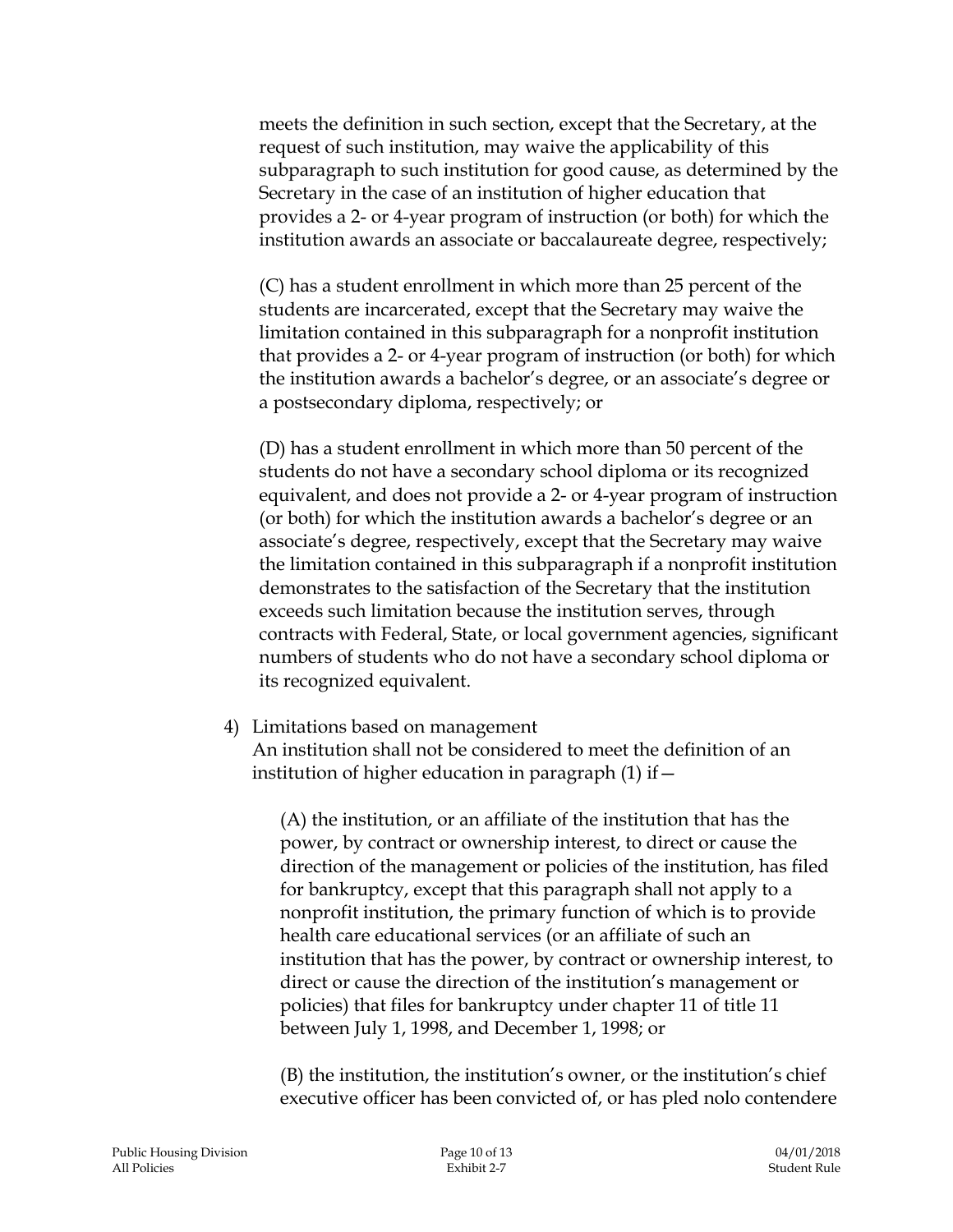meets the definition in such section, except that the Secretary, at the request of such institution, may waive the applicability of this subparagraph to such institution for good cause, as determined by the Secretary in the case of an institution of higher education that provides a 2- or 4-year program of instruction (or both) for which the institution awards an associate or baccalaureate degree, respectively;

(C) has a student enrollment in which more than 25 percent of the students are incarcerated, except that the Secretary may waive the limitation contained in this subparagraph for a nonprofit institution that provides a 2- or 4-year program of instruction (or both) for which the institution awards a bachelor's degree, or an associate's degree or a postsecondary diploma, respectively; or

(D) has a student enrollment in which more than 50 percent of the students do not have a secondary school diploma or its recognized equivalent, and does not provide a 2- or 4-year program of instruction (or both) for which the institution awards a bachelor's degree or an associate's degree, respectively, except that the Secretary may waive the limitation contained in this subparagraph if a nonprofit institution demonstrates to the satisfaction of the Secretary that the institution exceeds such limitation because the institution serves, through contracts with Federal, State, or local government agencies, significant numbers of students who do not have a secondary school diploma or its recognized equivalent.

4) Limitations based on management
An institution shall not be considered to meet the definition of an institution of higher education in paragraph (1) if—

(A) the institution, or an affiliate of the institution that has the power, by contract or ownership interest, to direct or cause the direction of the management or policies of the institution, has filed for bankruptcy, except that this paragraph shall not apply to a nonprofit institution, the primary function of which is to provide health care educational services (or an affiliate of such an institution that has the power, by contract or ownership interest, to direct or cause the direction of the institution's management or policies) that files for bankruptcy under chapter 11 of title 11 between July 1, 1998, and December 1, 1998; or

(B) the institution, the institution's owner, or the institution's chief executive officer has been convicted of, or has pled nolo contendere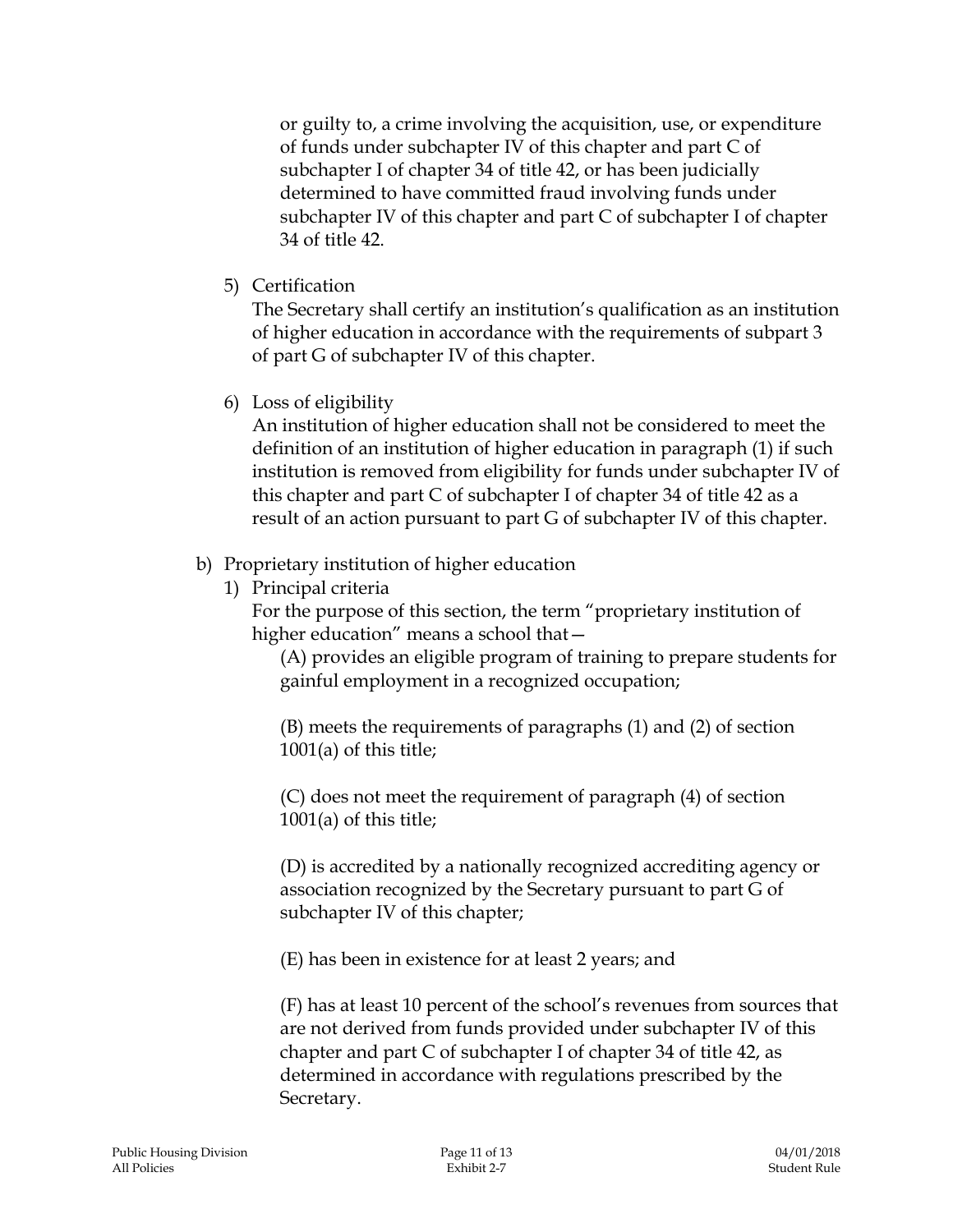or guilty to, a crime involving the acquisition, use, or expenditure of funds under subchapter IV of this chapter and part C of subchapter I of chapter 34 of title 42, or has been judicially determined to have committed fraud involving funds under subchapter IV of this chapter and part C of subchapter I of chapter 34 of title 42.

5) Certification
   The Secretary shall certify an institution's qualification as an institution of higher education in accordance with the requirements of subpart 3 of part G of subchapter IV of this chapter.

6) Loss of eligibility
   An institution of higher education shall not be considered to meet the definition of an institution of higher education in paragraph (1) if such institution is removed from eligibility for funds under subchapter IV of this chapter and part C of subchapter I of chapter 34 of title 42 as a result of an action pursuant to part G of subchapter IV of this chapter.

b) Proprietary institution of higher education
   1) Principal criteria
      For the purpose of this section, the term "proprietary institution of higher education" means a school that—

      (A) provides an eligible program of training to prepare students for gainful employment in a recognized occupation;

      (B) meets the requirements of paragraphs (1) and (2) of section 1001(a) of this title;

      (C) does not meet the requirement of paragraph (4) of section 1001(a) of this title;

      (D) is accredited by a nationally recognized accrediting agency or association recognized by the Secretary pursuant to part G of subchapter IV of this chapter;

      (E) has been in existence for at least 2 years; and

      (F) has at least 10 percent of the school's revenues from sources that are not derived from funds provided under subchapter IV of this chapter and part C of subchapter I of chapter 34 of title 42, as determined in accordance with regulations prescribed by the Secretary.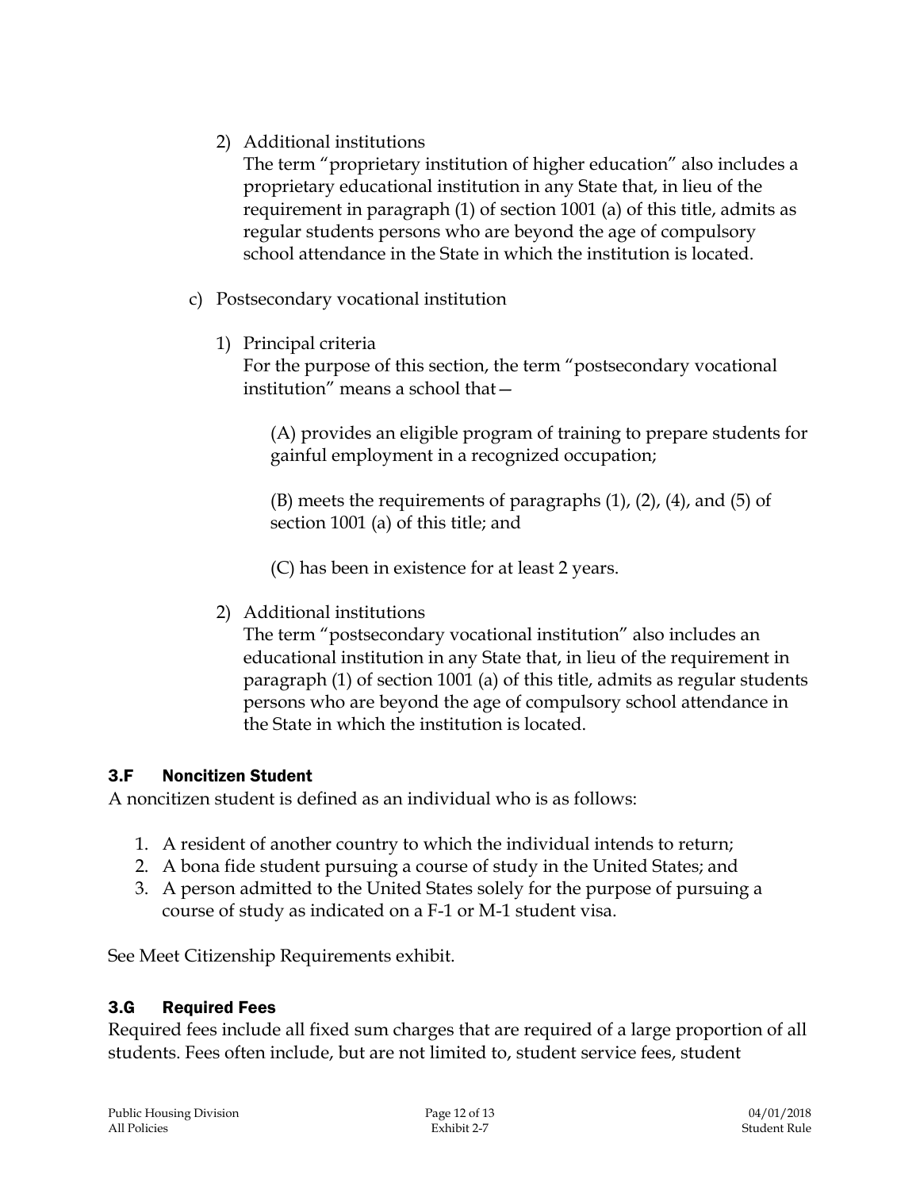2) Additional institutions

   The term "proprietary institution of higher education" also includes a proprietary educational institution in any State that, in lieu of the requirement in paragraph (1) of section 1001 (a) of this title, admits as regular students persons who are beyond the age of compulsory school attendance in the State in which the institution is located.

c) Postsecondary vocational institution

   1) Principal criteria

      For the purpose of this section, the term "postsecondary vocational institution" means a school that—

      (A) provides an eligible program of training to prepare students for gainful employment in a recognized occupation;

      (B) meets the requirements of paragraphs (1), (2), (4), and (5) of section 1001 (a) of this title; and

      (C) has been in existence for at least 2 years.

   2) Additional institutions

      The term "postsecondary vocational institution" also includes an educational institution in any State that, in lieu of the requirement in paragraph (1) of section 1001 (a) of this title, admits as regular students persons who are beyond the age of compulsory school attendance in the State in which the institution is located.

### 3.F Noncitizen Student

A noncitizen student is defined as an individual who is as follows:

1. A resident of another country to which the individual intends to return;
2. A bona fide student pursuing a course of study in the United States; and
3. A person admitted to the United States solely for the purpose of pursuing a course of study as indicated on a F-1 or M-1 student visa.

See Meet Citizenship Requirements exhibit.

### 3.G Required Fees

Required fees include all fixed sum charges that are required of a large proportion of all students. Fees often include, but are not limited to, student service fees, student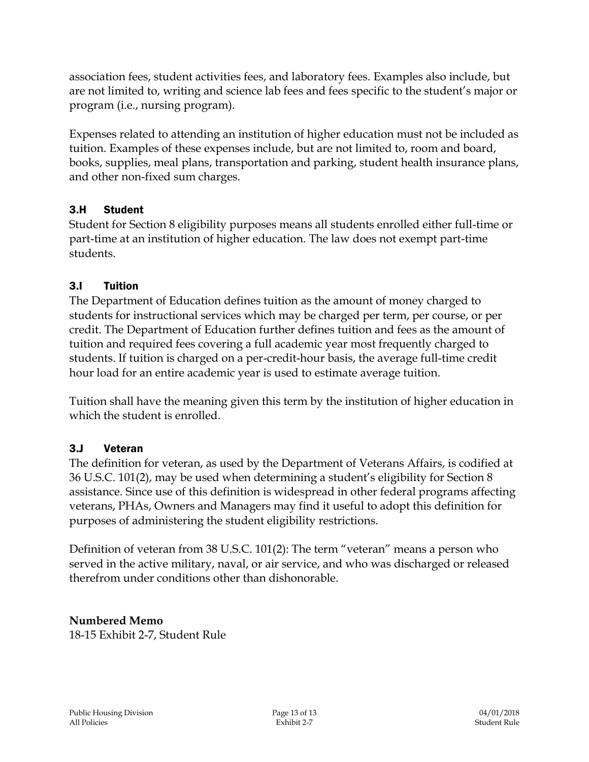association fees, student activities fees, and laboratory fees. Examples also include, but are not limited to, writing and science lab fees and fees specific to the student's major or program (i.e., nursing program).

Expenses related to attending an institution of higher education must not be included as tuition. Examples of these expenses include, but are not limited to, room and board, books, supplies, meal plans, transportation and parking, student health insurance plans, and other non-fixed sum charges.

### 3.H Student

Student for Section 8 eligibility purposes means all students enrolled either full-time or part-time at an institution of higher education. The law does not exempt part-time students.

### 3.I Tuition

The Department of Education defines tuition as the amount of money charged to students for instructional services which may be charged per term, per course, or per credit. The Department of Education further defines tuition and fees as the amount of tuition and required fees covering a full academic year most frequently charged to students. If tuition is charged on a per-credit-hour basis, the average full-time credit hour load for an entire academic year is used to estimate average tuition.

Tuition shall have the meaning given this term by the institution of higher education in which the student is enrolled.

### 3.J Veteran

The definition for veteran, as used by the Department of Veterans Affairs, is codified at 36 U.S.C. 101(2), may be used when determining a student's eligibility for Section 8 assistance. Since use of this definition is widespread in other federal programs affecting veterans, PHAs, Owners and Managers may find it useful to adopt this definition for purposes of administering the student eligibility restrictions.

Definition of veteran from 38 U.S.C. 101(2): The term "veteran" means a person who served in the active military, naval, or air service, and who was discharged or released therefrom under conditions other than dishonorable.

**Numbered Memo**

18-15 Exhibit 2-7, Student Rule